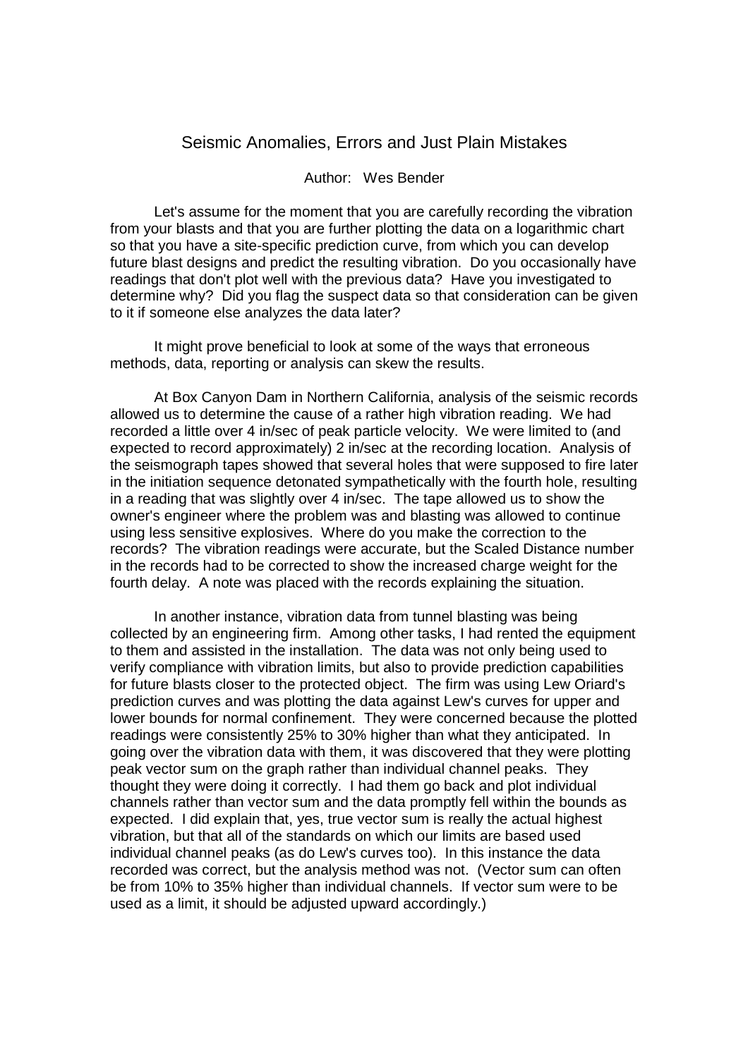# Seismic Anomalies, Errors and Just Plain Mistakes

Author: Wes Bender

Let's assume for the moment that you are carefully recording the vibration from your blasts and that you are further plotting the data on a logarithmic chart so that you have a site-specific prediction curve, from which you can develop future blast designs and predict the resulting vibration. Do you occasionally have readings that don't plot well with the previous data? Have you investigated to determine why? Did you flag the suspect data so that consideration can be given to it if someone else analyzes the data later?

It might prove beneficial to look at some of the ways that erroneous methods, data, reporting or analysis can skew the results.

At Box Canyon Dam in Northern California, analysis of the seismic records allowed us to determine the cause of a rather high vibration reading. We had recorded a little over 4 in/sec of peak particle velocity. We were limited to (and expected to record approximately) 2 in/sec at the recording location. Analysis of the seismograph tapes showed that several holes that were supposed to fire later in the initiation sequence detonated sympathetically with the fourth hole, resulting in a reading that was slightly over 4 in/sec. The tape allowed us to show the owner's engineer where the problem was and blasting was allowed to continue using less sensitive explosives. Where do you make the correction to the records? The vibration readings were accurate, but the Scaled Distance number in the records had to be corrected to show the increased charge weight for the fourth delay. A note was placed with the records explaining the situation.

In another instance, vibration data from tunnel blasting was being collected by an engineering firm. Among other tasks, I had rented the equipment to them and assisted in the installation. The data was not only being used to verify compliance with vibration limits, but also to provide prediction capabilities for future blasts closer to the protected object. The firm was using Lew Oriard's prediction curves and was plotting the data against Lew's curves for upper and lower bounds for normal confinement. They were concerned because the plotted readings were consistently 25% to 30% higher than what they anticipated. In going over the vibration data with them, it was discovered that they were plotting peak vector sum on the graph rather than individual channel peaks. They thought they were doing it correctly. I had them go back and plot individual channels rather than vector sum and the data promptly fell within the bounds as expected. I did explain that, yes, true vector sum is really the actual highest vibration, but that all of the standards on which our limits are based used individual channel peaks (as do Lew's curves too). In this instance the data recorded was correct, but the analysis method was not. (Vector sum can often be from 10% to 35% higher than individual channels. If vector sum were to be used as a limit, it should be adjusted upward accordingly.)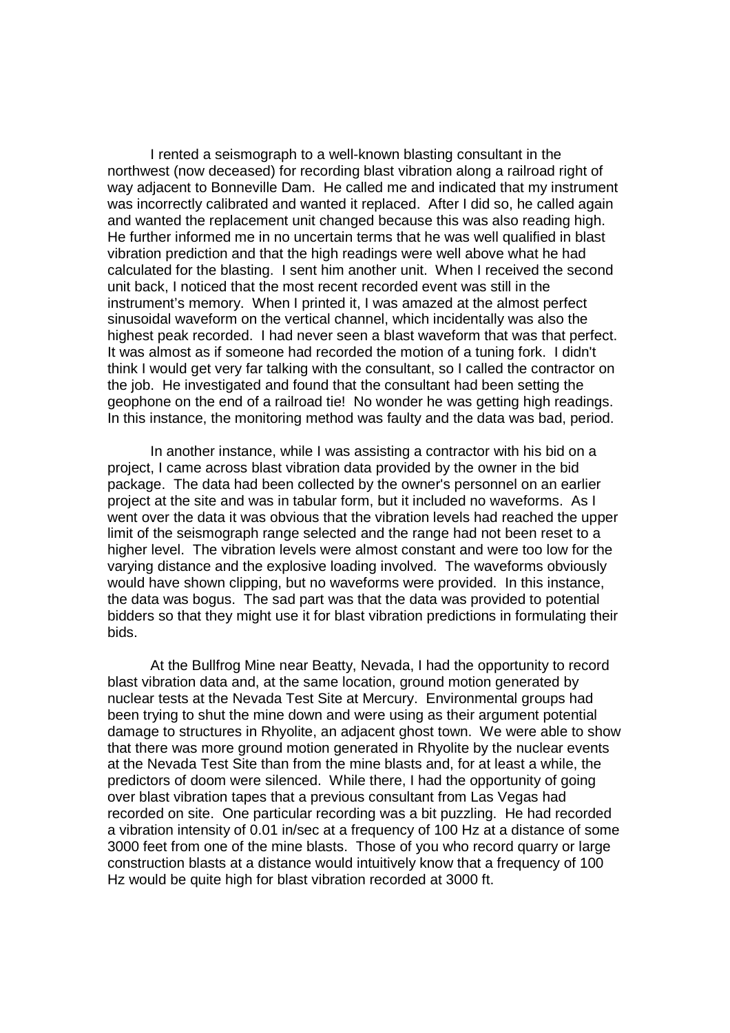I rented a seismograph to a well-known blasting consultant in the northwest (now deceased) for recording blast vibration along a railroad right of way adjacent to Bonneville Dam. He called me and indicated that my instrument was incorrectly calibrated and wanted it replaced. After I did so, he called again and wanted the replacement unit changed because this was also reading high. He further informed me in no uncertain terms that he was well qualified in blast vibration prediction and that the high readings were well above what he had calculated for the blasting. I sent him another unit. When I received the second unit back, I noticed that the most recent recorded event was still in the instrument's memory. When I printed it, I was amazed at the almost perfect sinusoidal waveform on the vertical channel, which incidentally was also the highest peak recorded. I had never seen a blast waveform that was that perfect. It was almost as if someone had recorded the motion of a tuning fork. I didn't think I would get very far talking with the consultant, so I called the contractor on the job. He investigated and found that the consultant had been setting the geophone on the end of a railroad tie! No wonder he was getting high readings. In this instance, the monitoring method was faulty and the data was bad, period.

In another instance, while I was assisting a contractor with his bid on a project, I came across blast vibration data provided by the owner in the bid package. The data had been collected by the owner's personnel on an earlier project at the site and was in tabular form, but it included no waveforms. As I went over the data it was obvious that the vibration levels had reached the upper limit of the seismograph range selected and the range had not been reset to a higher level. The vibration levels were almost constant and were too low for the varying distance and the explosive loading involved. The waveforms obviously would have shown clipping, but no waveforms were provided. In this instance, the data was bogus. The sad part was that the data was provided to potential bidders so that they might use it for blast vibration predictions in formulating their bids.

At the Bullfrog Mine near Beatty, Nevada, I had the opportunity to record blast vibration data and, at the same location, ground motion generated by nuclear tests at the Nevada Test Site at Mercury. Environmental groups had been trying to shut the mine down and were using as their argument potential damage to structures in Rhyolite, an adjacent ghost town. We were able to show that there was more ground motion generated in Rhyolite by the nuclear events at the Nevada Test Site than from the mine blasts and, for at least a while, the predictors of doom were silenced. While there, I had the opportunity of going over blast vibration tapes that a previous consultant from Las Vegas had recorded on site. One particular recording was a bit puzzling. He had recorded a vibration intensity of 0.01 in/sec at a frequency of 100 Hz at a distance of some 3000 feet from one of the mine blasts. Those of you who record quarry or large construction blasts at a distance would intuitively know that a frequency of 100 Hz would be quite high for blast vibration recorded at 3000 ft.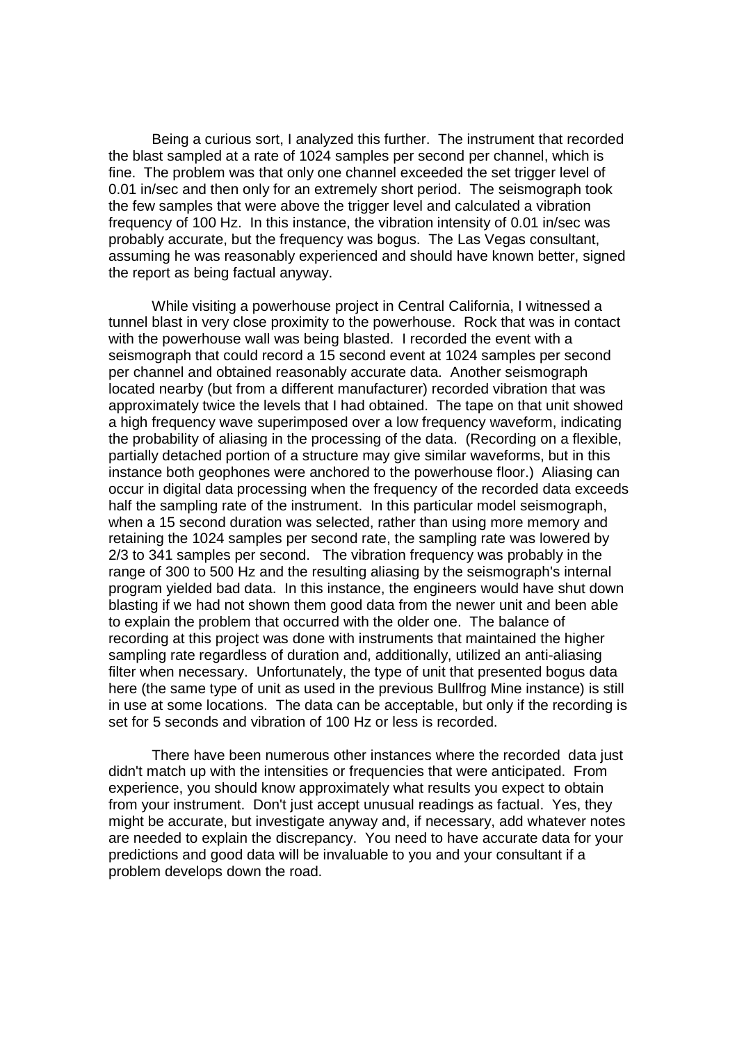Being a curious sort, I analyzed this further. The instrument that recorded the blast sampled at a rate of 1024 samples per second per channel, which is fine. The problem was that only one channel exceeded the set trigger level of 0.01 in/sec and then only for an extremely short period. The seismograph took the few samples that were above the trigger level and calculated a vibration frequency of 100 Hz. In this instance, the vibration intensity of 0.01 in/sec was probably accurate, but the frequency was bogus. The Las Vegas consultant, assuming he was reasonably experienced and should have known better, signed the report as being factual anyway.

While visiting a powerhouse project in Central California, I witnessed a tunnel blast in very close proximity to the powerhouse. Rock that was in contact with the powerhouse wall was being blasted. I recorded the event with a seismograph that could record a 15 second event at 1024 samples per second per channel and obtained reasonably accurate data. Another seismograph located nearby (but from a different manufacturer) recorded vibration that was approximately twice the levels that I had obtained. The tape on that unit showed a high frequency wave superimposed over a low frequency waveform, indicating the probability of aliasing in the processing of the data. (Recording on a flexible, partially detached portion of a structure may give similar waveforms, but in this instance both geophones were anchored to the powerhouse floor.) Aliasing can occur in digital data processing when the frequency of the recorded data exceeds half the sampling rate of the instrument. In this particular model seismograph, when a 15 second duration was selected, rather than using more memory and retaining the 1024 samples per second rate, the sampling rate was lowered by 2/3 to 341 samples per second. The vibration frequency was probably in the range of 300 to 500 Hz and the resulting aliasing by the seismograph's internal program yielded bad data. In this instance, the engineers would have shut down blasting if we had not shown them good data from the newer unit and been able to explain the problem that occurred with the older one. The balance of recording at this project was done with instruments that maintained the higher sampling rate regardless of duration and, additionally, utilized an anti-aliasing filter when necessary. Unfortunately, the type of unit that presented bogus data here (the same type of unit as used in the previous Bullfrog Mine instance) is still in use at some locations. The data can be acceptable, but only if the recording is set for 5 seconds and vibration of 100 Hz or less is recorded.

There have been numerous other instances where the recorded data just didn't match up with the intensities or frequencies that were anticipated. From experience, you should know approximately what results you expect to obtain from your instrument. Don't just accept unusual readings as factual. Yes, they might be accurate, but investigate anyway and, if necessary, add whatever notes are needed to explain the discrepancy. You need to have accurate data for your predictions and good data will be invaluable to you and your consultant if a problem develops down the road.